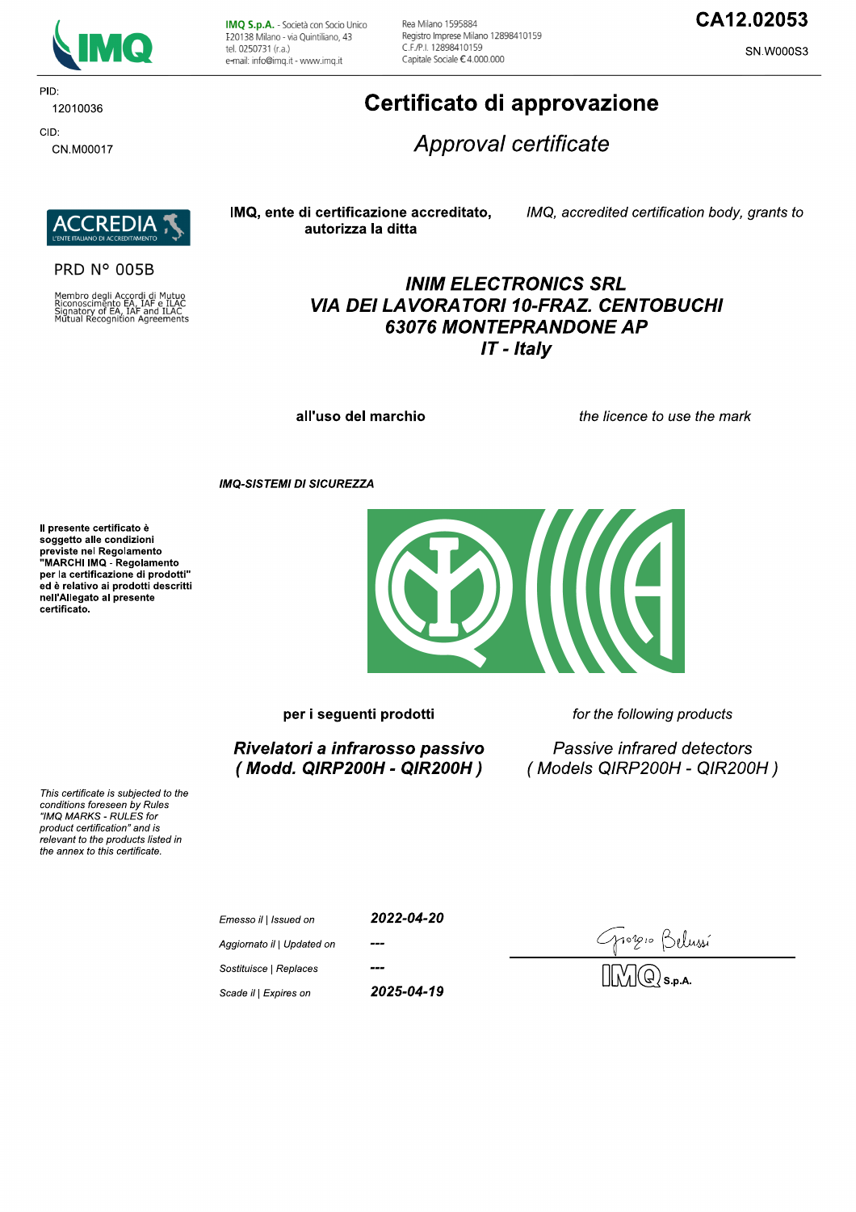**IMQ S.p.A.** - Società con Socio Unico
I-20138 Milano - via Quintiliano, 43
tel. 0250731 (r.a.)
e-mail: info@imq.it - www.imq.it

Rea Milano 1595884
Registro Imprese Milano 12898410159
C.F./P.I. 12898410159
Capitale Sociale € 4.000.000

**CA12.02053**

SN.W000S3

PID:
12010036

CID:
CN.M00017

# Certificato di approvazione

## *Approval certificate*

ACCREDIA — L'ENTE ITALIANO DI ACCREDITAMENTO

PRD N° 005B

Membro degli Accordi di Mutuo Riconoscimento EA, IAF e ILAC
Signatory of EA, IAF and ILAC Mutual Recognition Agreements

**IMQ, ente di certificazione accreditato, autorizza la ditta**

*IMQ, accredited certification body, grants to*

***INIM ELECTRONICS SRL***
***VIA DEI LAVORATORI 10-FRAZ. CENTOBUCHI***
***63076 MONTEPRANDONE AP***
***IT - Italy***

**all'uso del marchio**

*the licence to use the mark*

***IMQ-SISTEMI DI SICUREZZA***

**Il presente certificato è soggetto alle condizioni previste nel Regolamento "MARCHI IMQ - Regolamento per la certificazione di prodotti" ed è relativo ai prodotti descritti nell'Allegato al presente certificato.**

*This certificate is subjected to the conditions foreseen by Rules "IMQ MARKS - RULES for product certification" and is relevant to the products listed in the annex to this certificate.*

**per i seguenti prodotti**

*for the following products*

***Rivelatori a infrarosso passivo***
***( Modd. QIRP200H - QIR200H )***

*Passive infrared detectors*
*( Models QIRP200H - QIR200H )*

| | |
|---|---|
| *Emesso il \| Issued on* | ***2022-04-20*** |
| *Aggiornato il \| Updated on* | --- |
| *Sostituisce \| Replaces* | --- |
| *Scade il \| Expires on* | ***2025-04-19*** |

Giorgio Belussi

IMQ S.p.A.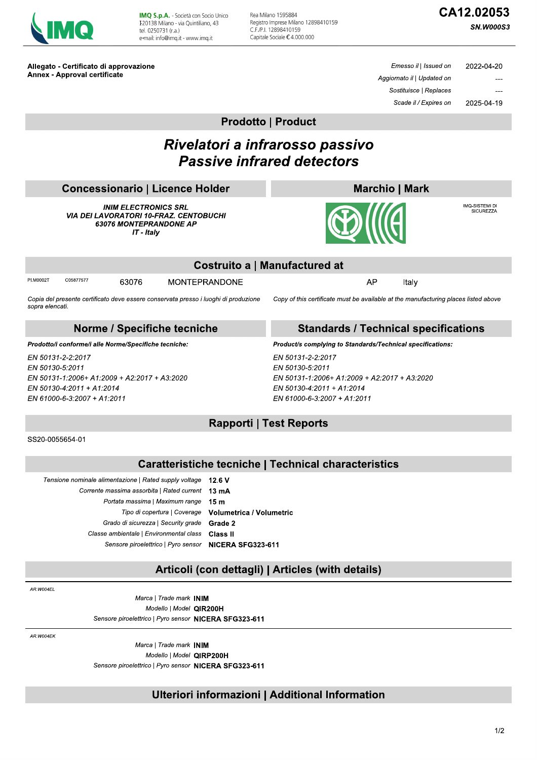IMQ S.p.A. - Società con Socio Unico
I-20138 Milano - via Quintiliano, 43
tel. 0250731 (r.a.)
e-mail: info@imq.it - www.imq.it

Rea Milano 1595884
Registro Imprese Milano 12898410159
C.F./P.I. 12898410159
Capitale Sociale € 4.000.000

# CA12.02053

**SN.W000S3**

**Allegato - Certificato di approvazione**
**Annex - Approval certificate**

| | |
|---|---|
| *Emesso il \| Issued on* | 2022-04-20 |
| *Aggiornato il \| Updated on* | --- |
| *Sostituisce \| Replaces* | --- |
| *Scade il / Expires on* | 2025-04-19 |

## Prodotto | Product

# *Rivelatori a infrarosso passivo*
# *Passive infrared detectors*

## Concessionario | Licence Holder

***INIM ELECTRONICS SRL***
***VIA DEI LAVORATORI 10-FRAZ. CENTOBUCHI***
***63076 MONTEPRANDONE AP***
***IT - Italy***

## Marchio | Mark

IMQ-SISTEMI DI SICUREZZA

## Costruito a | Manufactured at

| | | | | | |
|---|---|---|---|---|---|
| PI.M0002T | C05877577 | 63076 | MONTEPRANDONE | AP | Italy |

*Copia del presente certificato deve essere conservata presso i luoghi di produzione sopra elencati.*

*Copy of this certificate must be available at the manufacturing places listed above*

## Norme / Specifiche tecniche

***Prodotto/i conforme/i alle Norme/Specifiche tecniche:***

*EN 50131-2-2:2017*
*EN 50130-5:2011*
*EN 50131-1:2006+ A1:2009 + A2:2017 + A3:2020*
*EN 50130-4:2011 + A1:2014*
*EN 61000-6-3:2007 + A1:2011*

## Standards / Technical specifications

***Product/s complying to Standards/Technical specifications:***

*EN 50131-2-2:2017*
*EN 50130-5:2011*
*EN 50131-1:2006+ A1:2009 + A2:2017 + A3:2020*
*EN 50130-4:2011 + A1:2014*
*EN 61000-6-3:2007 + A1:2011*

## Rapporti | Test Reports

SS20-0055654-01

## Caratteristiche tecniche | Technical characteristics

| | |
|---|---|
| *Tensione nominale alimentazione \| Rated supply voltage* | **12.6 V** |
| *Corrente massima assorbita \| Rated current* | **13 mA** |
| *Portata massima \| Maximum range* | **15 m** |
| *Tipo di copertura \| Coverage* | **Volumetrica / Volumetric** |
| *Grado di sicurezza \| Security grade* | **Grade 2** |
| *Classe ambientale \| Environmental class* | **Class II** |
| *Sensore piroelettrico \| Pyro sensor* | **NICERA SFG323-611** |

## Articoli (con dettagli) | Articles (with details)

*AR.W004EL*

| | |
|---|---|
| *Marca \| Trade mark* | **INIM** |
| *Modello \| Model* | **QIR200H** |
| *Sensore piroelettrico \| Pyro sensor* | **NICERA SFG323-611** |

*AR.W004EK*

| | |
|---|---|
| *Marca \| Trade mark* | **INIM** |
| *Modello \| Model* | **QIRP200H** |
| *Sensore piroelettrico \| Pyro sensor* | **NICERA SFG323-611** |

## Ulteriori informazioni | Additional Information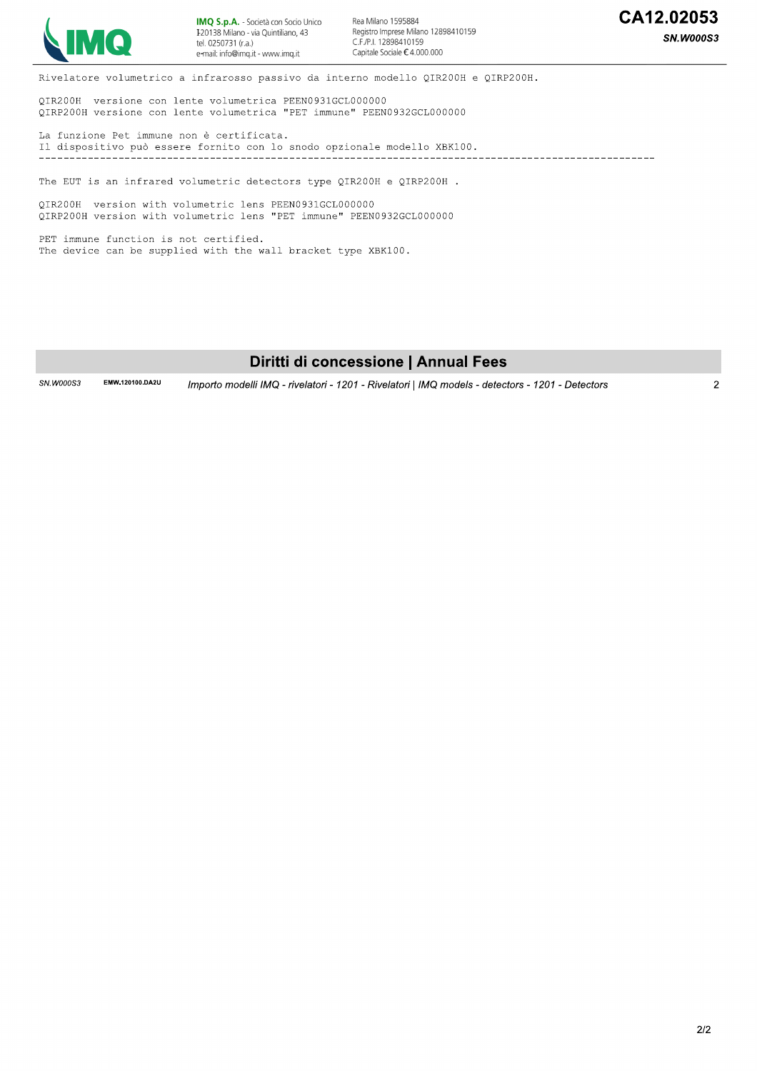Rivelatore volumetrico a infrarosso passivo da interno modello QIR200H e QIRP200H.

QIR200H  versione con lente volumetrica PEEN0931GCL000000
QIRP200H versione con lente volumetrica "PET immune" PEEN0932GCL000000

La funzione Pet immune non è certificata.
Il dispositivo può essere fornito con lo snodo opzionale modello XBK100.

---

The EUT is an infrared volumetric detectors type QIR200H e QIRP200H .

QIR200H  version with volumetric lens PEEN0931GCL000000
QIRP200H version with volumetric lens "PET immune" PEEN0932GCL000000

PET immune function is not certified.
The device can be supplied with the wall bracket type XBK100.

## Diritti di concessione | Annual Fees

| | | | |
|---|---|---|---|
| *SN.W000S3* | **EMW.120100.DA2U** | *Importo modelli IMQ - rivelatori - 1201 - Rivelatori \| IMQ models - detectors - 1201 - Detectors* | 2 |